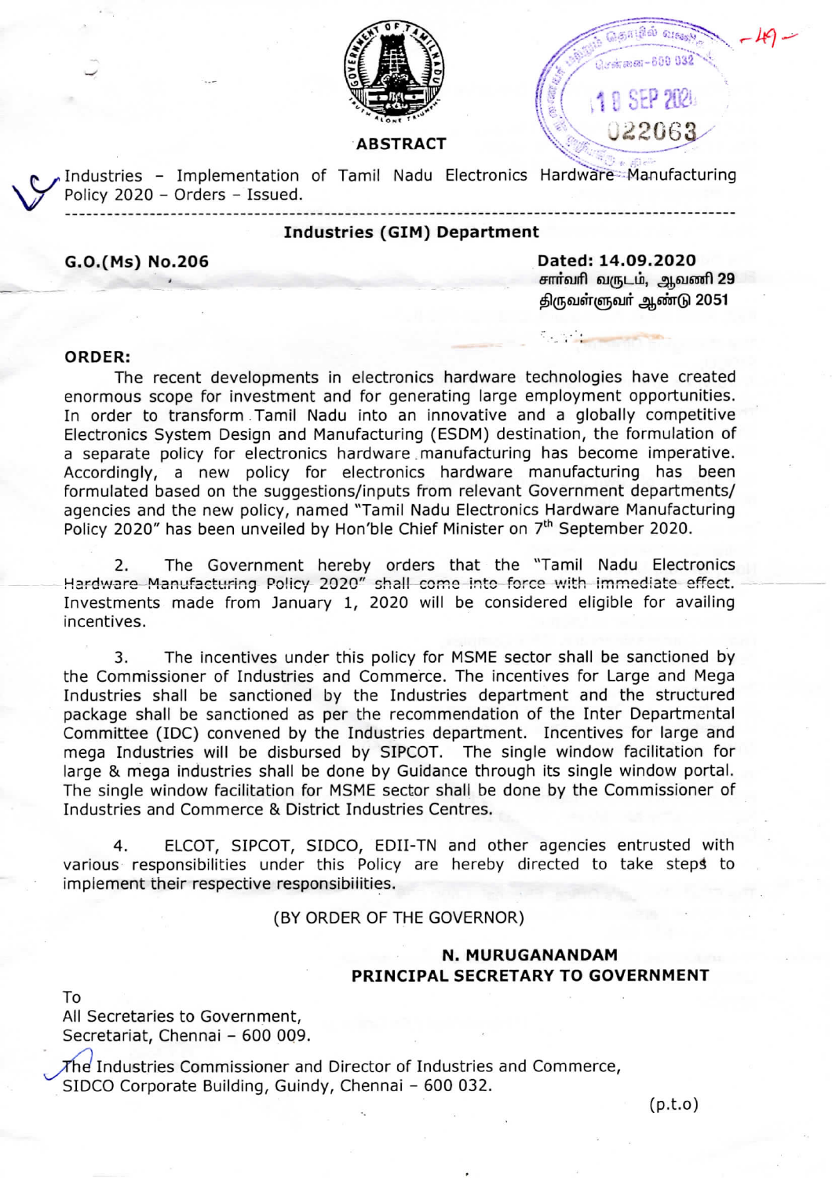**ABSTRACT**

Industries – Implementation of Tamil Nadu Electronics Hardware Manufacturing Policy 2020 – Orders – Issued.

---

**Industries (GIM) Department**

**G.O.(Ms) No.206**

**Dated: 14.09.2020**
**சார்வரி வருடம், ஆவணி 29**
**திருவள்ளுவர் ஆண்டு 2051**

**ORDER:**

The recent developments in electronics hardware technologies have created enormous scope for investment and for generating large employment opportunities. In order to transform Tamil Nadu into an innovative and a globally competitive Electronics System Design and Manufacturing (ESDM) destination, the formulation of a separate policy for electronics hardware manufacturing has become imperative. Accordingly, a new policy for electronics hardware manufacturing has been formulated based on the suggestions/inputs from relevant Government departments/ agencies and the new policy, named "Tamil Nadu Electronics Hardware Manufacturing Policy 2020" has been unveiled by Hon'ble Chief Minister on 7th September 2020.

2. The Government hereby orders that the "Tamil Nadu Electronics Hardware Manufacturing Policy 2020" shall come into force with immediate effect. Investments made from January 1, 2020 will be considered eligible for availing incentives.

3. The incentives under this policy for MSME sector shall be sanctioned by the Commissioner of Industries and Commerce. The incentives for Large and Mega Industries shall be sanctioned by the Industries department and the structured package shall be sanctioned as per the recommendation of the Inter Departmental Committee (IDC) convened by the Industries department. Incentives for large and mega Industries will be disbursed by SIPCOT. The single window facilitation for large & mega industries shall be done by Guidance through its single window portal. The single window facilitation for MSME sector shall be done by the Commissioner of Industries and Commerce & District Industries Centres.

4. ELCOT, SIPCOT, SIDCO, EDII-TN and other agencies entrusted with various responsibilities under this Policy are hereby directed to take steps to implement their respective responsibilities.

(BY ORDER OF THE GOVERNOR)

**N. MURUGANANDAM**
**PRINCIPAL SECRETARY TO GOVERNMENT**

To
All Secretaries to Government,
Secretariat, Chennai – 600 009.

The Industries Commissioner and Director of Industries and Commerce,
SIDCO Corporate Building, Guindy, Chennai – 600 032.

(p.t.o)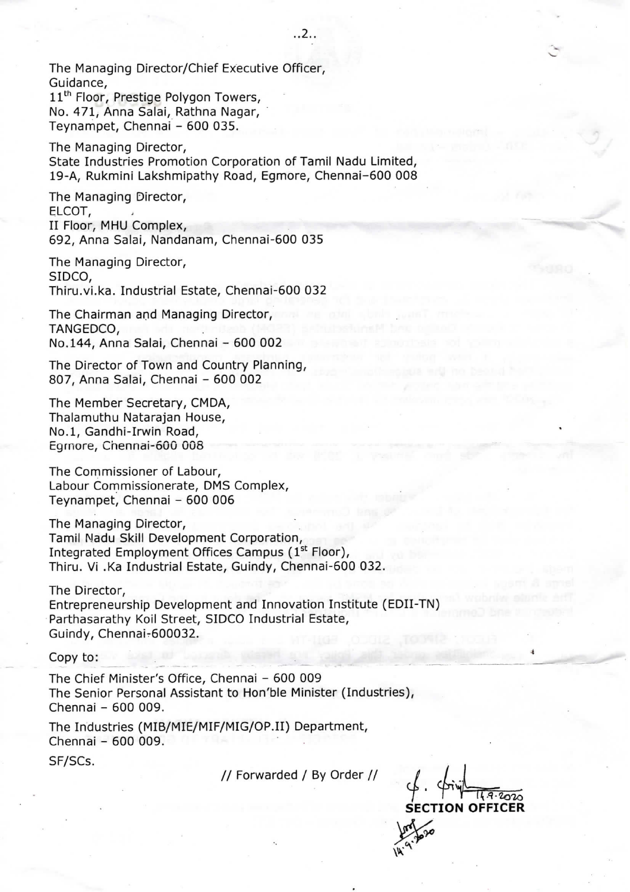The Managing Director/Chief Executive Officer,
Guidance,
11th Floor, Prestige Polygon Towers,
No. 471, Anna Salai, Rathna Nagar,
Teynampet, Chennai - 600 035.

The Managing Director,
State Industries Promotion Corporation of Tamil Nadu Limited,
19-A, Rukmini Lakshmipathy Road, Egmore, Chennai-600 008

The Managing Director,
ELCOT,
II Floor, MHU Complex,
692, Anna Salai, Nandanam, Chennai-600 035

The Managing Director,
SIDCO,
Thiru.vi.ka. Industrial Estate, Chennai-600 032

The Chairman and Managing Director,
TANGEDCO,
No.144, Anna Salai, Chennai - 600 002

The Director of Town and Country Planning,
807, Anna Salai, Chennai - 600 002

The Member Secretary, CMDA,
Thalamuthu Natarajan House,
No.1, Gandhi-Irwin Road,
Egmore, Chennai-600 008

The Commissioner of Labour,
Labour Commissionerate, DMS Complex,
Teynampet, Chennai - 600 006

The Managing Director,
Tamil Nadu Skill Development Corporation,
Integrated Employment Offices Campus (1st Floor),
Thiru. Vi .Ka Industrial Estate, Guindy, Chennai-600 032.

The Director,
Entrepreneurship Development and Innovation Institute (EDII-TN)
Parthasarathy Koil Street, SIDCO Industrial Estate,
Guindy, Chennai-600032.

Copy to:

The Chief Minister's Office, Chennai - 600 009
The Senior Personal Assistant to Hon'ble Minister (Industries),
Chennai - 600 009.

The Industries (MIB/MIE/MIF/MIG/OP.II) Department,
Chennai - 600 009.

SF/SCs.

// Forwarded / By Order //

14.9.2020

**SECTION OFFICER**

14.9.2020